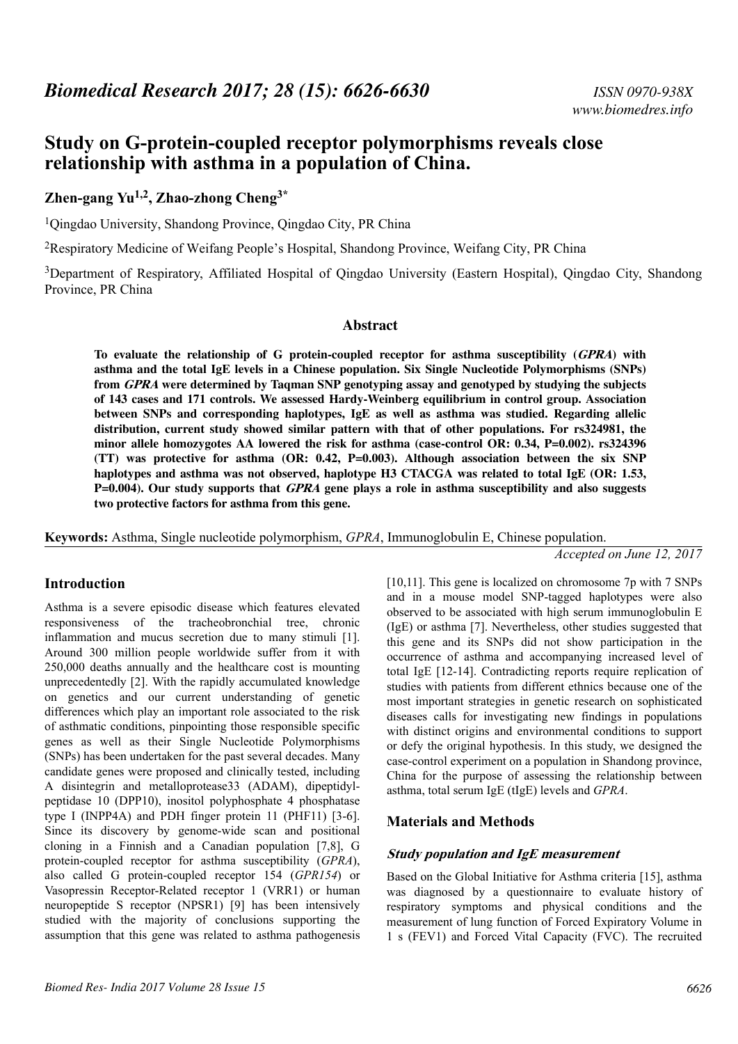# Study on G-protein-coupled receptor polymorphisms reveals close relationship with asthma in a population of China.

**Zhen-gang Yu[1,2], Zhao-zhong Cheng[3*]**

[1]Qingdao University, Shandong Province, Qingdao City, PR China

[2]Respiratory Medicine of Weifang People's Hospital, Shandong Province, Weifang City, PR China

[3]Department of Respiratory, Affiliated Hospital of Qingdao University (Eastern Hospital), Qingdao City, Shandong Province, PR China

## Abstract

**To evaluate the relationship of G protein-coupled receptor for asthma susceptibility (*GPRA*) with asthma and the total IgE levels in a Chinese population. Six Single Nucleotide Polymorphisms (SNPs) from *GPRA* were determined by Taqman SNP genotyping assay and genotyped by studying the subjects of 143 cases and 171 controls. We assessed Hardy-Weinberg equilibrium in control group. Association between SNPs and corresponding haplotypes, IgE as well as asthma was studied. Regarding allelic distribution, current study showed similar pattern with that of other populations. For rs324981, the minor allele homozygotes AA lowered the risk for asthma (case-control OR: 0.34, P=0.002). rs324396 (TT) was protective for asthma (OR: 0.42, P=0.003). Although association between the six SNP haplotypes and asthma was not observed, haplotype H3 CTACGA was related to total IgE (OR: 1.53, P=0.004). Our study supports that *GPRA* gene plays a role in asthma susceptibility and also suggests two protective factors for asthma from this gene.**

**Keywords:** Asthma, Single nucleotide polymorphism, *GPRA*, Immunoglobulin E, Chinese population.

*Accepted on June 12, 2017*

## Introduction

Asthma is a severe episodic disease which features elevated responsiveness of the tracheobronchial tree, chronic inflammation and mucus secretion due to many stimuli [1]. Around 300 million people worldwide suffer from it with 250,000 deaths annually and the healthcare cost is mounting unprecedentedly [2]. With the rapidly accumulated knowledge on genetics and our current understanding of genetic differences which play an important role associated to the risk of asthmatic conditions, pinpointing those responsible specific genes as well as their Single Nucleotide Polymorphisms (SNPs) has been undertaken for the past several decades. Many candidate genes were proposed and clinically tested, including A disintegrin and metalloprotease33 (ADAM), dipeptidyl-peptidase 10 (DPP10), inositol polyphosphate 4 phosphatase type I (INPP4A) and PDH finger protein 11 (PHF11) [3-6]. Since its discovery by genome-wide scan and positional cloning in a Finnish and a Canadian population [7,8], G protein-coupled receptor for asthma susceptibility (*GPRA*), also called G protein-coupled receptor 154 (*GPR154*) or Vasopressin Receptor-Related receptor 1 (VRR1) or human neuropeptide S receptor (NPSR1) [9] has been intensively studied with the majority of conclusions supporting the assumption that this gene was related to asthma pathogenesis [10,11]. This gene is localized on chromosome 7p with 7 SNPs and in a mouse model SNP-tagged haplotypes were also observed to be associated with high serum immunoglobulin E (IgE) or asthma [7]. Nevertheless, other studies suggested that this gene and its SNPs did not show participation in the occurrence of asthma and accompanying increased level of total IgE [12-14]. Contradicting reports require replication of studies with patients from different ethnics because one of the most important strategies in genetic research on sophisticated diseases calls for investigating new findings in populations with distinct origins and environmental conditions to support or defy the original hypothesis. In this study, we designed the case-control experiment on a population in Shandong province, China for the purpose of assessing the relationship between asthma, total serum IgE (tIgE) levels and *GPRA*.

## Materials and Methods

### *Study population and IgE measurement*

Based on the Global Initiative for Asthma criteria [15], asthma was diagnosed by a questionnaire to evaluate history of respiratory symptoms and physical conditions and the measurement of lung function of Forced Expiratory Volume in 1 s (FEV1) and Forced Vital Capacity (FVC). The recruited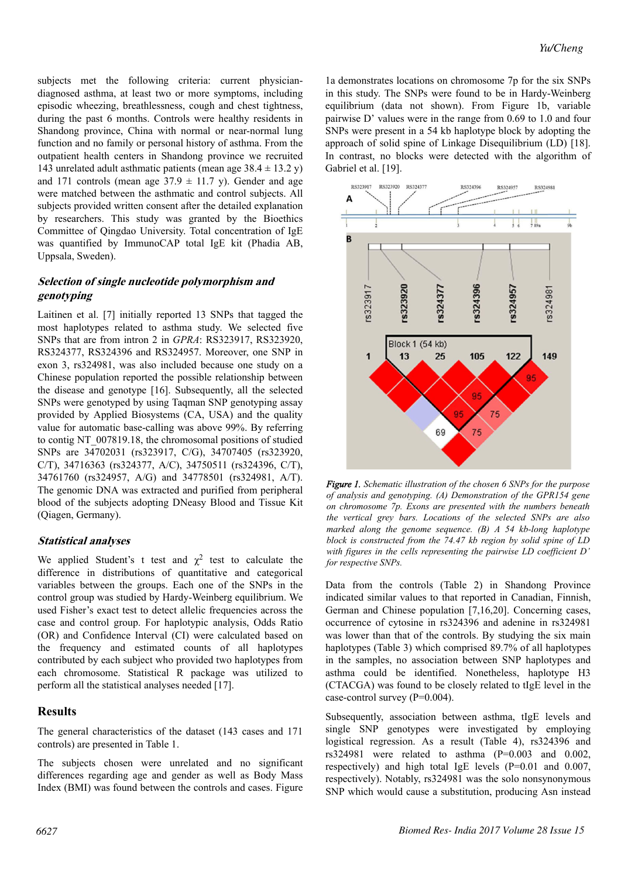subjects met the following criteria: current physician-diagnosed asthma, at least two or more symptoms, including episodic wheezing, breathlessness, cough and chest tightness, during the past 6 months. Controls were healthy residents in Shandong province, China with normal or near-normal lung function and no family or personal history of asthma. From the outpatient health centers in Shandong province we recruited 143 unrelated adult asthmatic patients (mean age 38.4 ± 13.2 y) and 171 controls (mean age 37.9 ± 11.7 y). Gender and age were matched between the asthmatic and control subjects. All subjects provided written consent after the detailed explanation by researchers. This study was granted by the Bioethics Committee of Qingdao University. Total concentration of IgE was quantified by ImmunoCAP total IgE kit (Phadia AB, Uppsala, Sweden).

### *Selection of single nucleotide polymorphism and genotyping*

Laitinen et al. [7] initially reported 13 SNPs that tagged the most haplotypes related to asthma study. We selected five SNPs that are from intron 2 in *GPRA*: RS323917, RS323920, RS324377, RS324396 and RS324957. Moreover, one SNP in exon 3, rs324981, was also included because one study on a Chinese population reported the possible relationship between the disease and genotype [16]. Subsequently, all the selected SNPs were genotyped by using Taqman SNP genotyping assay provided by Applied Biosystems (CA, USA) and the quality value for automatic base-calling was above 99%. By referring to contig NT_007819.18, the chromosomal positions of studied SNPs are 34702031 (rs323917, C/G), 34707405 (rs323920, C/T), 34716363 (rs324377, A/C), 34750511 (rs324396, C/T), 34761760 (rs324957, A/G) and 34778501 (rs324981, A/T). The genomic DNA was extracted and purified from peripheral blood of the subjects adopting DNeasy Blood and Tissue Kit (Qiagen, Germany).

### *Statistical analyses*

We applied Student's t test and $\chi^2$ test to calculate the difference in distributions of quantitative and categorical variables between the groups. Each one of the SNPs in the control group was studied by Hardy-Weinberg equilibrium. We used Fisher's exact test to detect allelic frequencies across the case and control group. For haplotypic analysis, Odds Ratio (OR) and Confidence Interval (CI) were calculated based on the frequency and estimated counts of all haplotypes contributed by each subject who provided two haplotypes from each chromosome. Statistical R package was utilized to perform all the statistical analyses needed [17].

## Results

The general characteristics of the dataset (143 cases and 171 controls) are presented in Table 1.

The subjects chosen were unrelated and no significant differences regarding age and gender as well as Body Mass Index (BMI) was found between the controls and cases. Figure 1a demonstrates locations on chromosome 7p for the six SNPs in this study. The SNPs were found to be in Hardy-Weinberg equilibrium (data not shown). From Figure 1b, variable pairwise D' values were in the range from 0.69 to 1.0 and four SNPs were present in a 54 kb haplotype block by adopting the approach of solid spine of Linkage Disequilibrium (LD) [18]. In contrast, no blocks were detected with the algorithm of Gabriel et al. [19].

RS323917 RS323920 RS324377 RS324396 RS324957 RS324981

A

1 2 3 4 5 6 7 8 9a 9b

B

rs323917 rs323920 rs324377 rs324396 rs324957 rs324981

Block 1 (54 kb)

1 13 25 105 122 149

95 95 95 75 69 75

***Figure 1.*** *Schematic illustration of the chosen 6 SNPs for the purpose of analysis and genotyping. (A) Demonstration of the GPR154 gene on chromosome 7p. Exons are presented with the numbers beneath the vertical grey bars. Locations of the selected SNPs are also marked along the genome sequence. (B) A 54 kb-long haplotype block is constructed from the 74.47 kb region by solid spine of LD with figures in the cells representing the pairwise LD coefficient D' for respective SNPs.*

Data from the controls (Table 2) in Shandong Province indicated similar values to that reported in Canadian, Finnish, German and Chinese population [7,16,20]. Concerning cases, occurrence of cytosine in rs324396 and adenine in rs324981 was lower than that of the controls. By studying the six main haplotypes (Table 3) which comprised 89.7% of all haplotypes in the samples, no association between SNP haplotypes and asthma could be identified. Nonetheless, haplotype H3 (CTACGA) was found to be closely related to tIgE level in the case-control survey (P=0.004).

Subsequently, association between asthma, tIgE levels and single SNP genotypes were investigated by employing logistical regression. As a result (Table 4), rs324396 and rs324981 were related to asthma (P=0.003 and 0.002, respectively) and high total IgE levels (P=0.01 and 0.007, respectively). Notably, rs324981 was the solo nonsynonymous SNP which would cause a substitution, producing Asn instead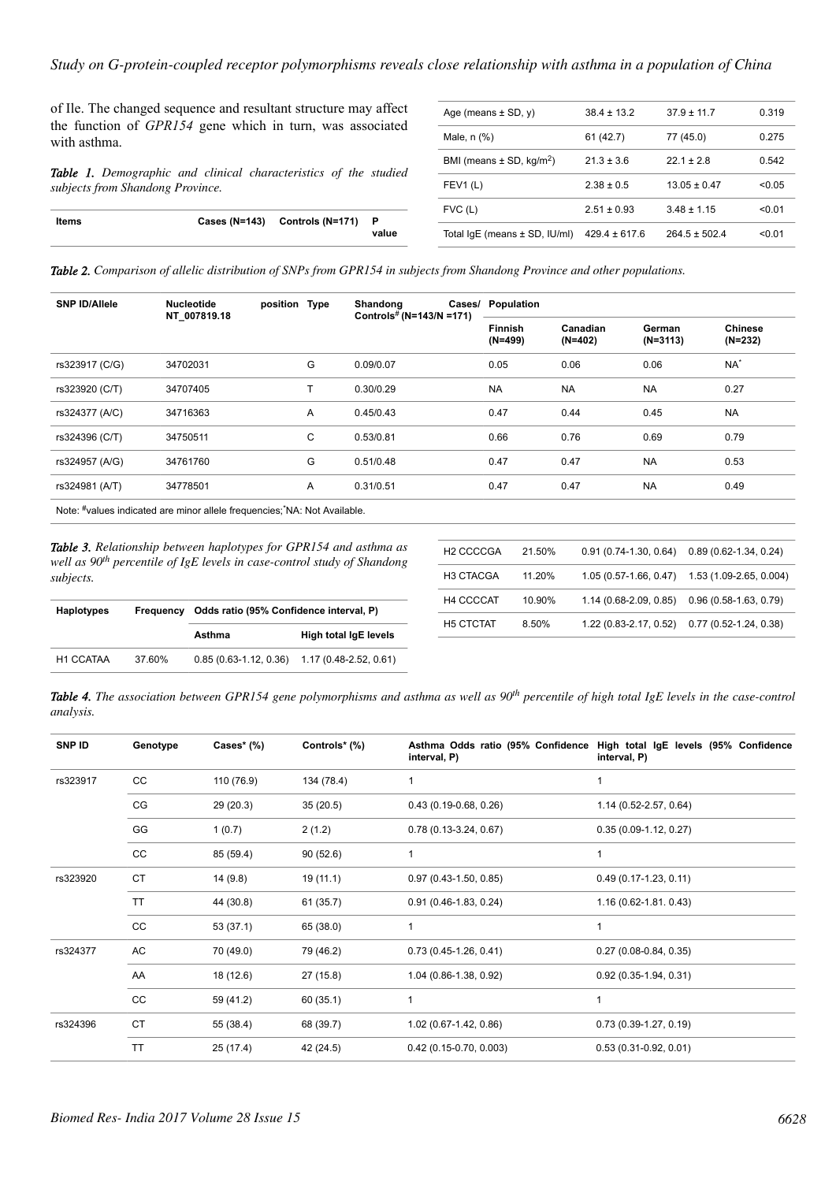of Ile. The changed sequence and resultant structure may affect the function of *GPR154* gene which in turn, was associated with asthma.

***Table 1.*** *Demographic and clinical characteristics of the studied subjects from Shandong Province.*

| Items | Cases (N=143) | Controls (N=171) | P value |
|---|---|---|---|
| Age (means ± SD, y) | 38.4 ± 13.2 | 37.9 ± 11.7 | 0.319 |
| Male, n (%) | 61 (42.7) | 77 (45.0) | 0.275 |
| BMI (means ± SD, kg/m$^2$) | 21.3 ± 3.6 | 22.1 ± 2.8 | 0.542 |
| FEV1 (L) | 2.38 ± 0.5 | 13.05 ± 0.47 | <0.05 |
| FVC (L) | 2.51 ± 0.93 | 3.48 ± 1.15 | <0.01 |
| Total IgE (means ± SD, IU/ml) | 429.4 ± 617.6 | 264.5 ± 502.4 | <0.01 |

***Table 2.*** *Comparison of allelic distribution of SNPs from GPR154 in subjects from Shandong Province and other populations.*

| SNP ID/Allele | Nucleotide position NT_007819.18 | Type | Shandong Cases/ Controls[#] (N=143/N =171) | Population | | | |
|---|---|---|---|---|---|---|---|
| | | | | Finnish (N=499) | Canadian (N=402) | German (N=3113) | Chinese (N=232) |
| rs323917 (C/G) | 34702031 | G | 0.09/0.07 | 0.05 | 0.06 | 0.06 | NA[*] |
| rs323920 (C/T) | 34707405 | T | 0.30/0.29 | NA | NA | NA | 0.27 |
| rs324377 (A/C) | 34716363 | A | 0.45/0.43 | 0.47 | 0.44 | 0.45 | NA |
| rs324396 (C/T) | 34750511 | C | 0.53/0.81 | 0.66 | 0.76 | 0.69 | 0.79 |
| rs324957 (A/G) | 34761760 | G | 0.51/0.48 | 0.47 | 0.47 | NA | 0.53 |
| rs324981 (A/T) | 34778501 | A | 0.31/0.51 | 0.47 | 0.47 | NA | 0.49 |

Note: [#]values indicated are minor allele frequencies; [*]NA: Not Available.

***Table 3.*** *Relationship between haplotypes for GPR154 and asthma as well as 90$^{th}$ percentile of IgE levels in case-control study of Shandong subjects.*

| Haplotypes | Frequency | Odds ratio (95% Confidence interval, P) | |
|---|---|---|---|
| | | Asthma | High total IgE levels |
| H1 CCATAA | 37.60% | 0.85 (0.63-1.12, 0.36) | 1.17 (0.48-2.52, 0.61) |
| H2 CCCCGA | 21.50% | 0.91 (0.74-1.30, 0.64) | 0.89 (0.62-1.34, 0.24) |
| H3 CTACGA | 11.20% | 1.05 (0.57-1.66, 0.47) | 1.53 (1.09-2.65, 0.004) |
| H4 CCCCAT | 10.90% | 1.14 (0.68-2.09, 0.85) | 0.96 (0.58-1.63, 0.79) |
| H5 CTCTAT | 8.50% | 1.22 (0.83-2.17, 0.52) | 0.77 (0.52-1.24, 0.38) |

***Table 4.*** *The association between GPR154 gene polymorphisms and asthma as well as 90$^{th}$ percentile of high total IgE levels in the case-control analysis.*

| SNP ID | Genotype | Cases* (%) | Controls* (%) | Asthma Odds ratio (95% Confidence interval, P) | High total IgE levels (95% Confidence interval, P) |
|---|---|---|---|---|---|
| rs323917 | CC | 110 (76.9) | 134 (78.4) | 1 | 1 |
| | CG | 29 (20.3) | 35 (20.5) | 0.43 (0.19-0.68, 0.26) | 1.14 (0.52-2.57, 0.64) |
| | GG | 1 (0.7) | 2 (1.2) | 0.78 (0.13-3.24, 0.67) | 0.35 (0.09-1.12, 0.27) |
| | CC | 85 (59.4) | 90 (52.6) | 1 | 1 |
| rs323920 | CT | 14 (9.8) | 19 (11.1) | 0.97 (0.43-1.50, 0.85) | 0.49 (0.17-1.23, 0.11) |
| | TT | 44 (30.8) | 61 (35.7) | 0.91 (0.46-1.83, 0.24) | 1.16 (0.62-1.81. 0.43) |
| | CC | 53 (37.1) | 65 (38.0) | 1 | 1 |
| rs324377 | AC | 70 (49.0) | 79 (46.2) | 0.73 (0.45-1.26, 0.41) | 0.27 (0.08-0.84, 0.35) |
| | AA | 18 (12.6) | 27 (15.8) | 1.04 (0.86-1.38, 0.92) | 0.92 (0.35-1.94, 0.31) |
| | CC | 59 (41.2) | 60 (35.1) | 1 | 1 |
| rs324396 | CT | 55 (38.4) | 68 (39.7) | 1.02 (0.67-1.42, 0.86) | 0.73 (0.39-1.27, 0.19) |
| | TT | 25 (17.4) | 42 (24.5) | 0.42 (0.15-0.70, 0.003) | 0.53 (0.31-0.92, 0.01) |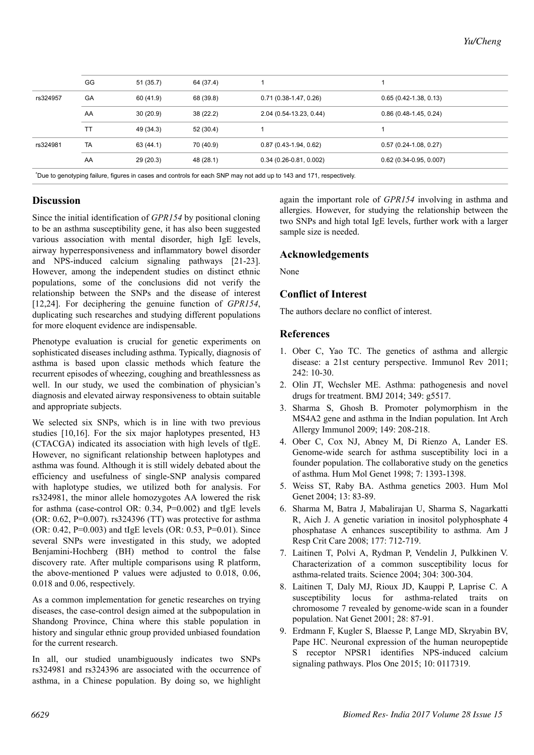| | | | | | |
|---|---|---|---|---|---|
| | GG | 51 (35.7) | 64 (37.4) | 1 | 1 |
| rs324957 | GA | 60 (41.9) | 68 (39.8) | 0.71 (0.38-1.47, 0.26) | 0.65 (0.42-1.38, 0.13) |
| | AA | 30 (20.9) | 38 (22.2) | 2.04 (0.54-13.23, 0.44) | 0.86 (0.48-1.45, 0.24) |
| | TT | 49 (34.3) | 52 (30.4) | 1 | 1 |
| rs324981 | TA | 63 (44.1) | 70 (40.9) | 0.87 (0.43-1.94, 0.62) | 0.57 (0.24-1.08, 0.27) |
| | AA | 29 (20.3) | 48 (28.1) | 0.34 (0.26-0.81, 0.002) | 0.62 (0.34-0.95, 0.007) |

*Due to genotyping failure, figures in cases and controls for each SNP may not add up to 143 and 171, respectively.

## Discussion

Since the initial identification of *GPR154* by positional cloning to be an asthma susceptibility gene, it has also been suggested various association with mental disorder, high IgE levels, airway hyperresponsiveness and inflammatory bowel disorder and NPS-induced calcium signaling pathways [21-23]. However, among the independent studies on distinct ethnic populations, some of the conclusions did not verify the relationship between the SNPs and the disease of interest [12,24]. For deciphering the genuine function of *GPR154*, duplicating such researches and studying different populations for more eloquent evidence are indispensable.

Phenotype evaluation is crucial for genetic experiments on sophisticated diseases including asthma. Typically, diagnosis of asthma is based upon classic methods which feature the recurrent episodes of wheezing, coughing and breathlessness as well. In our study, we used the combination of physician's diagnosis and elevated airway responsiveness to obtain suitable and appropriate subjects.

We selected six SNPs, which is in line with two previous studies [10,16]. For the six major haplotypes presented, H3 (CTACGA) indicated its association with high levels of tIgE. However, no significant relationship between haplotypes and asthma was found. Although it is still widely debated about the efficiency and usefulness of single-SNP analysis compared with haplotype studies, we utilized both for analysis. For rs324981, the minor allele homozygotes AA lowered the risk for asthma (case-control OR: 0.34, P=0.002) and tIgE levels (OR: 0.62, P=0.007). rs324396 (TT) was protective for asthma (OR: 0.42, P=0.003) and tIgE levels (OR: 0.53, P=0.01). Since several SNPs were investigated in this study, we adopted Benjamini-Hochberg (BH) method to control the false discovery rate. After multiple comparisons using R platform, the above-mentioned P values were adjusted to 0.018, 0.06, 0.018 and 0.06, respectively.

As a common implementation for genetic researches on trying diseases, the case-control design aimed at the subpopulation in Shandong Province, China where this stable population in history and singular ethnic group provided unbiased foundation for the current research.

In all, our studied unambiguously indicates two SNPs rs324981 and rs324396 are associated with the occurrence of asthma, in a Chinese population. By doing so, we highlight again the important role of *GPR154* involving in asthma and allergies. However, for studying the relationship between the two SNPs and high total IgE levels, further work with a larger sample size is needed.

## Acknowledgements

None

## Conflict of Interest

The authors declare no conflict of interest.

## References

1. Ober C, Yao TC. The genetics of asthma and allergic disease: a 21st century perspective. Immunol Rev 2011; 242: 10-30.
2. Olin JT, Wechsler ME. Asthma: pathogenesis and novel drugs for treatment. BMJ 2014; 349: g5517.
3. Sharma S, Ghosh B. Promoter polymorphism in the MS4A2 gene and asthma in the Indian population. Int Arch Allergy Immunol 2009; 149: 208-218.
4. Ober C, Cox NJ, Abney M, Di Rienzo A, Lander ES. Genome-wide search for asthma susceptibility loci in a founder population. The collaborative study on the genetics of asthma. Hum Mol Genet 1998; 7: 1393-1398.
5. Weiss ST, Raby BA. Asthma genetics 2003. Hum Mol Genet 2004; 13: 83-89.
6. Sharma M, Batra J, Mabalirajan U, Sharma S, Nagarkatti R, Aich J. A genetic variation in inositol polyphosphate 4 phosphatase A enhances susceptibility to asthma. Am J Resp Crit Care 2008; 177: 712-719.
7. Laitinen T, Polvi A, Rydman P, Vendelin J, Pulkkinen V. Characterization of a common susceptibility locus for asthma-related traits. Science 2004; 304: 300-304.
8. Laitinen T, Daly MJ, Rioux JD, Kauppi P, Laprise C. A susceptibility locus for asthma-related traits on chromosome 7 revealed by genome-wide scan in a founder population. Nat Genet 2001; 28: 87-91.
9. Erdmann F, Kugler S, Blaesse P, Lange MD, Skryabin BV, Pape HC. Neuronal expression of the human neuropeptide S receptor NPSR1 identifies NPS-induced calcium signaling pathways. Plos One 2015; 10: 0117319.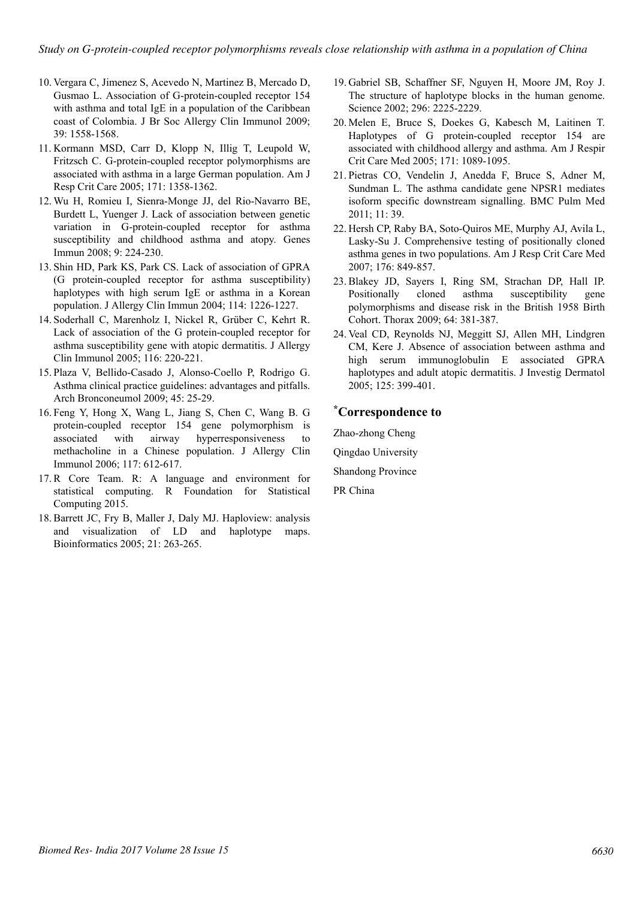10. Vergara C, Jimenez S, Acevedo N, Martinez B, Mercado D, Gusmao L. Association of G-protein-coupled receptor 154 with asthma and total IgE in a population of the Caribbean coast of Colombia. J Br Soc Allergy Clin Immunol 2009; 39: 1558-1568.
11. Kormann MSD, Carr D, Klopp N, Illig T, Leupold W, Fritzsch C. G-protein-coupled receptor polymorphisms are associated with asthma in a large German population. Am J Resp Crit Care 2005; 171: 1358-1362.
12. Wu H, Romieu I, Sienra-Monge JJ, del Rio-Navarro BE, Burdett L, Yuenger J. Lack of association between genetic variation in G-protein-coupled receptor for asthma susceptibility and childhood asthma and atopy. Genes Immun 2008; 9: 224-230.
13. Shin HD, Park KS, Park CS. Lack of association of GPRA (G protein-coupled receptor for asthma susceptibility) haplotypes with high serum IgE or asthma in a Korean population. J Allergy Clin Immun 2004; 114: 1226-1227.
14. Soderhall C, Marenholz I, Nickel R, Grüber C, Kehrt R. Lack of association of the G protein-coupled receptor for asthma susceptibility gene with atopic dermatitis. J Allergy Clin Immunol 2005; 116: 220-221.
15. Plaza V, Bellido-Casado J, Alonso-Coello P, Rodrigo G. Asthma clinical practice guidelines: advantages and pitfalls. Arch Bronconeumol 2009; 45: 25-29.
16. Feng Y, Hong X, Wang L, Jiang S, Chen C, Wang B. G protein-coupled receptor 154 gene polymorphism is associated with airway hyperresponsiveness to methacholine in a Chinese population. J Allergy Clin Immunol 2006; 117: 612-617.
17. R Core Team. R: A language and environment for statistical computing. R Foundation for Statistical Computing 2015.
18. Barrett JC, Fry B, Maller J, Daly MJ. Haploview: analysis and visualization of LD and haplotype maps. Bioinformatics 2005; 21: 263-265.
19. Gabriel SB, Schaffner SF, Nguyen H, Moore JM, Roy J. The structure of haplotype blocks in the human genome. Science 2002; 296: 2225-2229.
20. Melen E, Bruce S, Doekes G, Kabesch M, Laitinen T. Haplotypes of G protein-coupled receptor 154 are associated with childhood allergy and asthma. Am J Respir Crit Care Med 2005; 171: 1089-1095.
21. Pietras CO, Vendelin J, Anedda F, Bruce S, Adner M, Sundman L. The asthma candidate gene NPSR1 mediates isoform specific downstream signalling. BMC Pulm Med 2011; 11: 39.
22. Hersh CP, Raby BA, Soto-Quiros ME, Murphy AJ, Avila L, Lasky-Su J. Comprehensive testing of positionally cloned asthma genes in two populations. Am J Resp Crit Care Med 2007; 176: 849-857.
23. Blakey JD, Sayers I, Ring SM, Strachan DP, Hall IP. Positionally cloned asthma susceptibility gene polymorphisms and disease risk in the British 1958 Birth Cohort. Thorax 2009; 64: 381-387.
24. Veal CD, Reynolds NJ, Meggitt SJ, Allen MH, Lindgren CM, Kere J. Absence of association between asthma and high serum immunoglobulin E associated GPRA haplotypes and adult atopic dermatitis. J Investig Dermatol 2005; 125: 399-401.

### *Correspondence to

Zhao-zhong Cheng

Qingdao University

Shandong Province

PR China